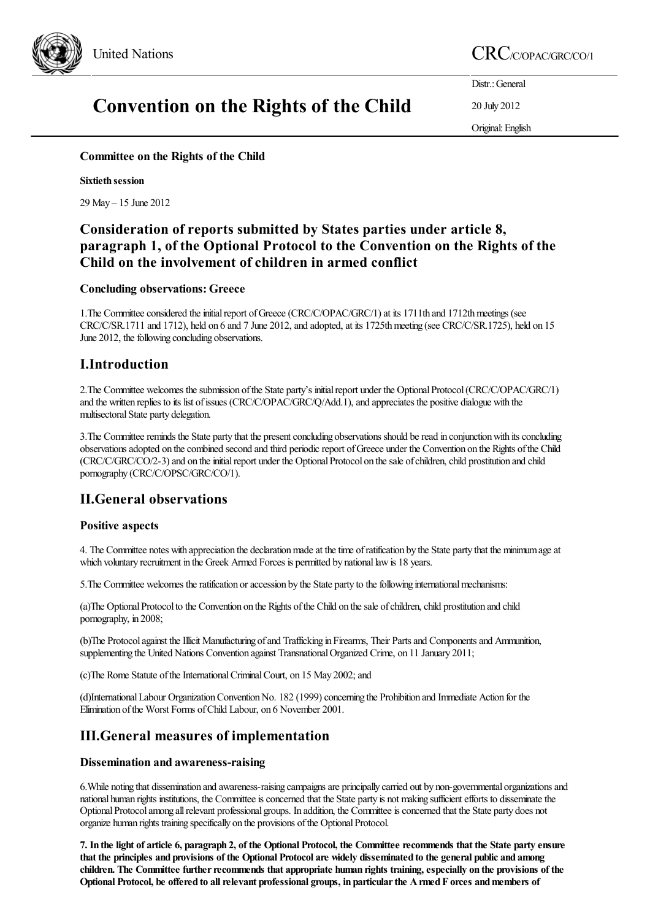United Nations

CRC/C/OPAC/GRC/CO/1

# Convention on the Rights of the Child

Distr.: General

20 July 2012

Original: English

**Committee on the Rights of the Child**

**Sixtieth session**

29 May – 15 June 2012

## Consideration of reports submitted by States parties under article 8, paragraph 1, of the Optional Protocol to the Convention on the Rights of the Child on the involvement of children in armed conflict

### Concluding observations: Greece

1.The Committee considered the initial report of Greece (CRC/C/OPAC/GRC/1) at its 1711th and 1712th meetings (see CRC/C/SR.1711 and 1712), held on 6 and 7 June 2012, and adopted, at its 1725th meeting (see CRC/C/SR.1725), held on 15 June 2012, the following concluding observations.

## I.Introduction

2.The Committee welcomes the submission of the State party's initial report under the Optional Protocol (CRC/C/OPAC/GRC/1) and the written replies to its list of issues (CRC/C/OPAC/GRC/Q/Add.1), and appreciates the positive dialogue with the multisectoral State party delegation.

3.The Committee reminds the State party that the present concluding observations should be read in conjunction with its concluding observations adopted on the combined second and third periodic report of Greece under the Convention on the Rights of the Child (CRC/C/GRC/CO/2-3) and on the initial report under the Optional Protocol on the sale of children, child prostitution and child pornography (CRC/C/OPSC/GRC/CO/1).

## II.General observations

### Positive aspects

4. The Committee notes with appreciation the declaration made at the time of ratification by the State party that the minimum age at which voluntary recruitment in the Greek Armed Forces is permitted by national law is 18 years.

5.The Committee welcomes the ratification or accession by the State party to the following international mechanisms:

(a)The Optional Protocol to the Convention on the Rights of the Child on the sale of children, child prostitution and child pornography, in 2008;

(b)The Protocol against the Illicit Manufacturing of and Trafficking in Firearms, Their Parts and Components and Ammunition, supplementing the United Nations Convention against Transnational Organized Crime, on 11 January 2011;

(c)The Rome Statute of the International Criminal Court, on 15 May 2002; and

(d)International Labour Organization Convention No. 182 (1999) concerning the Prohibition and Immediate Action for the Elimination of the Worst Forms of Child Labour, on 6 November 2001.

## III.General measures of implementation

### Dissemination and awareness-raising

6.While noting that dissemination and awareness-raising campaigns are principally carried out by non-governmental organizations and national human rights institutions, the Committee is concerned that the State party is not making sufficient efforts to disseminate the Optional Protocol among all relevant professional groups. In addition, the Committee is concerned that the State party does not organize human rights training specifically on the provisions of the Optional Protocol.

**7. In the light of article 6, paragraph 2, of the Optional Protocol, the Committee recommends that the State party ensure that the principles and provisions of the Optional Protocol are widely disseminated to the general public and among children. The Committee further recommends that appropriate human rights training, especially on the provisions of the Optional Protocol, be offered to all relevant professional groups, in particular the Armed Forces and members of**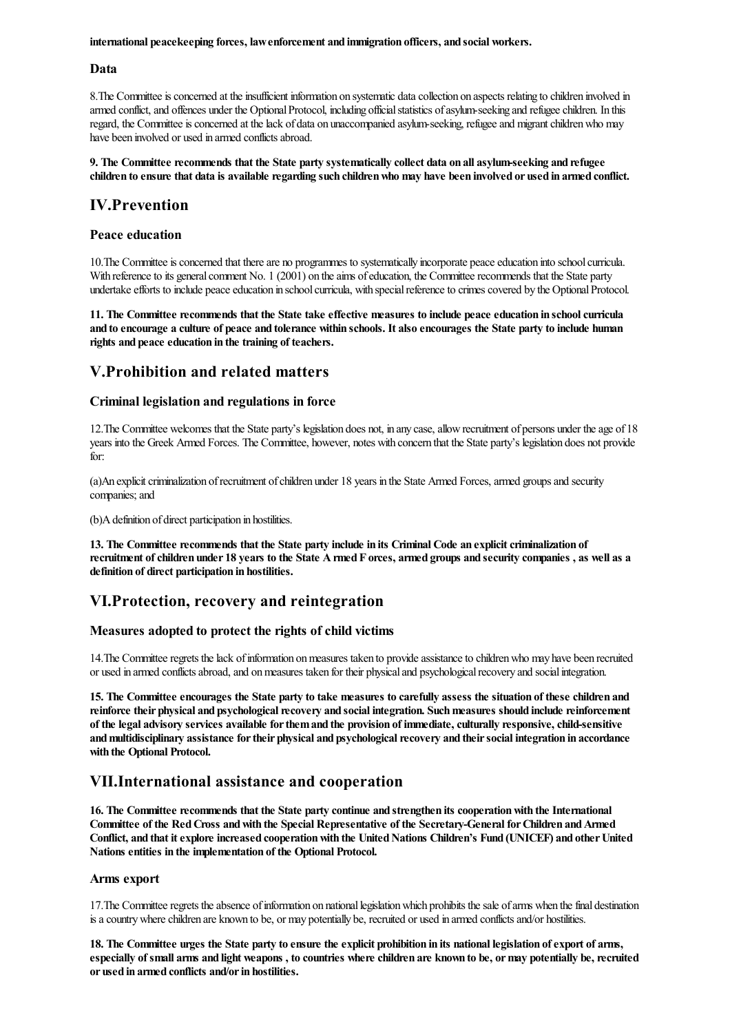**international peacekeeping forces, law enforcement and immigration officers, and social workers.**

### Data

8.The Committee is concerned at the insufficient information on systematic data collection on aspects relating to children involved in armed conflict, and offences under the Optional Protocol, including official statistics of asylum-seeking and refugee children. In this regard, the Committee is concerned at the lack of data on unaccompanied asylum-seeking, refugee and migrant children who may have been involved or used in armed conflicts abroad.

**9. The Committee recommends that the State party systematically collect data on all asylum-seeking and refugee children to ensure that data is available regarding such children who may have been involved or used in armed conflict.**

## IV.Prevention

### Peace education

10.The Committee is concerned that there are no programmes to systematically incorporate peace education into school curricula. With reference to its general comment No. 1 (2001) on the aims of education, the Committee recommends that the State party undertake efforts to include peace education in school curricula, with special reference to crimes covered by the Optional Protocol.

**11. The Committee recommends that the State take effective measures to include peace education in school curricula and to encourage a culture of peace and tolerance within schools. It also encourages the State party to include human rights and peace education in the training of teachers.**

## V.Prohibition and related matters

### Criminal legislation and regulations in force

12.The Committee welcomes that the State party's legislation does not, in any case, allow recruitment of persons under the age of 18 years into the Greek Armed Forces. The Committee, however, notes with concern that the State party's legislation does not provide for:

(a)An explicit criminalization of recruitment of children under 18 years in the State Armed Forces, armed groups and security companies; and

(b)A definition of direct participation in hostilities.

**13. The Committee recommends that the State party include in its Criminal Code an explicit criminalization of recruitment of children under 18 years to the State A rmed F orces, armed groups and security companies , as well as a definition of direct participation in hostilities.**

## VI.Protection, recovery and reintegration

### Measures adopted to protect the rights of child victims

14.The Committee regrets the lack of information on measures taken to provide assistance to children who may have been recruited or used in armed conflicts abroad, and on measures taken for their physical and psychological recovery and social integration.

**15. The Committee encourages the State party to take measures to carefully assess the situation of these children and reinforce their physical and psychological recovery and social integration. Such measures should include reinforcement of the legal advisory services available for them and the provision of immediate, culturally responsive, child-sensitive and multidisciplinary assistance for their physical and psychological recovery and their social integration in accordance with the Optional Protocol.**

## VII.International assistance and cooperation

**16. The Committee recommends that the State party continue and strengthen its cooperation with the International Committee of the Red Cross and with the Special Representative of the Secretary-General for Children and Armed Conflict, and that it explore increased cooperation with the United Nations Children's Fund (UNICEF) and other United Nations entities in the implementation of the Optional Protocol.**

### Arms export

17.The Committee regrets the absence of information on national legislation which prohibits the sale of arms when the final destination is a country where children are known to be, or may potentially be, recruited or used in armed conflicts and/or hostilities.

**18. The Committee urges the State party to ensure the explicit prohibition in its national legislation of export of arms, especially of small arms and light weapons , to countries where children are known to be, or may potentially be, recruited or used in armed conflicts and/or in hostilities.**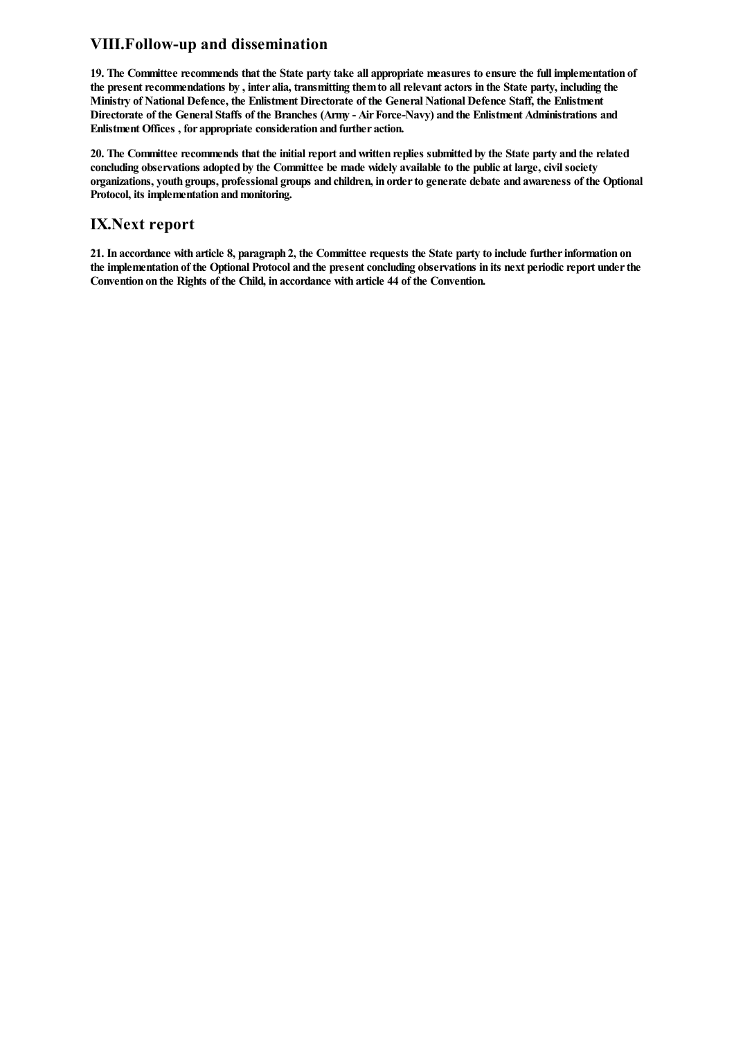## VIII.Follow-up and dissemination

**19. The Committee recommends that the State party take all appropriate measures to ensure the full implementation of the present recommendations by , inter alia, transmitting them to all relevant actors in the State party, including the Ministry of National Defence, the Enlistment Directorate of the General National Defence Staff, the Enlistment Directorate of the General Staffs of the Branches (Army - Air Force-Navy) and the Enlistment Administrations and Enlistment Offices , for appropriate consideration and further action.**

**20. The Committee recommends that the initial report and written replies submitted by the State party and the related concluding observations adopted by the Committee be made widely available to the public at large, civil society organizations, youth groups, professional groups and children, in order to generate debate and awareness of the Optional Protocol, its implementation and monitoring.**

## IX.Next report

**21. In accordance with article 8, paragraph 2, the Committee requests the State party to include further information on the implementation of the Optional Protocol and the present concluding observations in its next periodic report under the Convention on the Rights of the Child, in accordance with article 44 of the Convention.**